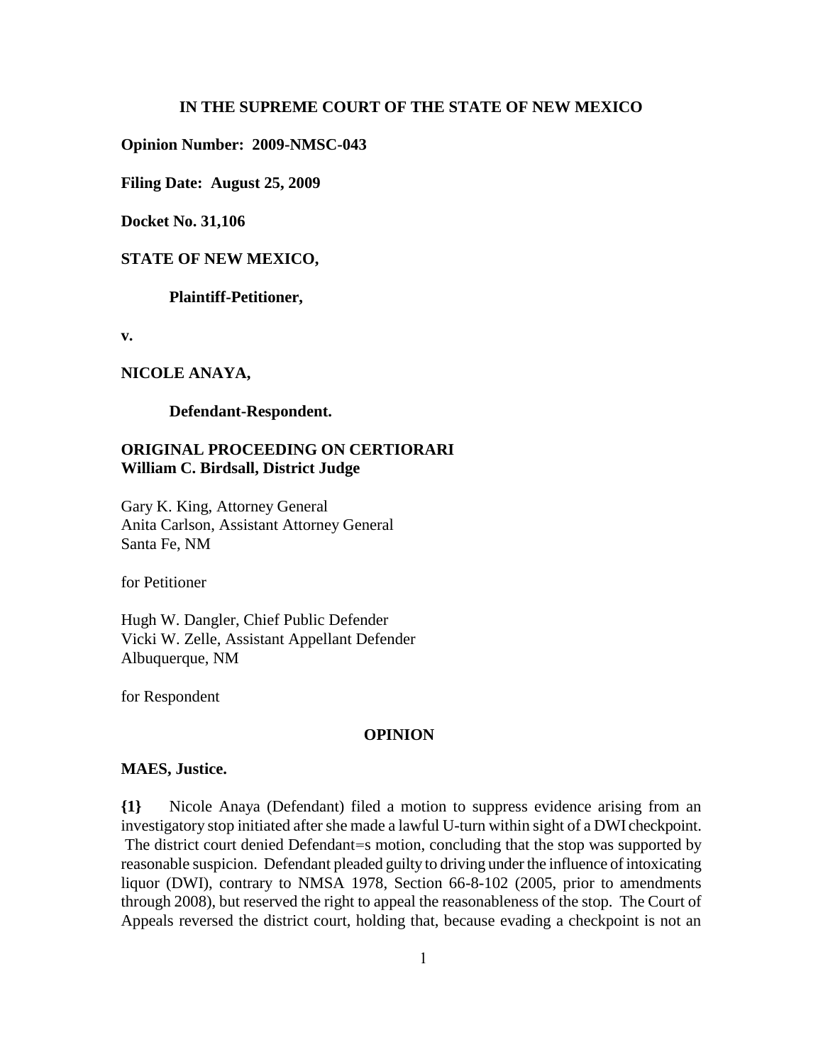**IN THE SUPREME COURT OF THE STATE OF NEW MEXICO**

**Opinion Number: 2009-NMSC-043**

**Filing Date: August 25, 2009**

**Docket No. 31,106**

**STATE OF NEW MEXICO,**

**Plaintiff-Petitioner,**

**v.**

**NICOLE ANAYA,**

**Defendant-Respondent.**

**ORIGINAL PROCEEDING ON CERTIORARI**
**William C. Birdsall, District Judge**

Gary K. King, Attorney General
Anita Carlson, Assistant Attorney General
Santa Fe, NM

for Petitioner

Hugh W. Dangler, Chief Public Defender
Vicki W. Zelle, Assistant Appellant Defender
Albuquerque, NM

for Respondent

**OPINION**

**MAES, Justice.**

**{1}** Nicole Anaya (Defendant) filed a motion to suppress evidence arising from an investigatory stop initiated after she made a lawful U-turn within sight of a DWI checkpoint. The district court denied Defendant=s motion, concluding that the stop was supported by reasonable suspicion. Defendant pleaded guilty to driving under the influence of intoxicating liquor (DWI), contrary to NMSA 1978, Section 66-8-102 (2005, prior to amendments through 2008), but reserved the right to appeal the reasonableness of the stop. The Court of Appeals reversed the district court, holding that, because evading a checkpoint is not an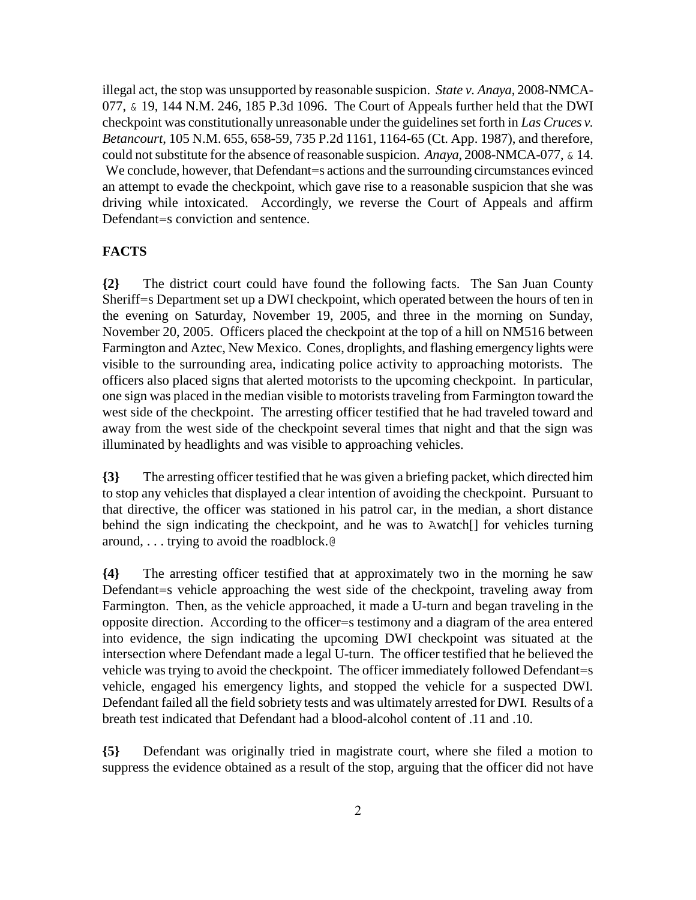illegal act, the stop was unsupported by reasonable suspicion. *State v. Anaya*, 2008-NMCA-077, & 19, 144 N.M. 246, 185 P.3d 1096. The Court of Appeals further held that the DWI checkpoint was constitutionally unreasonable under the guidelines set forth in *Las Cruces v. Betancourt*, 105 N.M. 655, 658-59, 735 P.2d 1161, 1164-65 (Ct. App. 1987), and therefore, could not substitute for the absence of reasonable suspicion. *Anaya*, 2008-NMCA-077, & 14. We conclude, however, that Defendant=s actions and the surrounding circumstances evinced an attempt to evade the checkpoint, which gave rise to a reasonable suspicion that she was driving while intoxicated. Accordingly, we reverse the Court of Appeals and affirm Defendant=s conviction and sentence.

**FACTS**

**{2}** The district court could have found the following facts. The San Juan County Sheriff=s Department set up a DWI checkpoint, which operated between the hours of ten in the evening on Saturday, November 19, 2005, and three in the morning on Sunday, November 20, 2005. Officers placed the checkpoint at the top of a hill on NM516 between Farmington and Aztec, New Mexico. Cones, droplights, and flashing emergency lights were visible to the surrounding area, indicating police activity to approaching motorists. The officers also placed signs that alerted motorists to the upcoming checkpoint. In particular, one sign was placed in the median visible to motorists traveling from Farmington toward the west side of the checkpoint. The arresting officer testified that he had traveled toward and away from the west side of the checkpoint several times that night and that the sign was illuminated by headlights and was visible to approaching vehicles.

**{3}** The arresting officer testified that he was given a briefing packet, which directed him to stop any vehicles that displayed a clear intention of avoiding the checkpoint. Pursuant to that directive, the officer was stationed in his patrol car, in the median, a short distance behind the sign indicating the checkpoint, and he was to Awatch[] for vehicles turning around, . . . trying to avoid the roadblock.@

**{4}** The arresting officer testified that at approximately two in the morning he saw Defendant=s vehicle approaching the west side of the checkpoint, traveling away from Farmington. Then, as the vehicle approached, it made a U-turn and began traveling in the opposite direction. According to the officer=s testimony and a diagram of the area entered into evidence, the sign indicating the upcoming DWI checkpoint was situated at the intersection where Defendant made a legal U-turn. The officer testified that he believed the vehicle was trying to avoid the checkpoint. The officer immediately followed Defendant=s vehicle, engaged his emergency lights, and stopped the vehicle for a suspected DWI. Defendant failed all the field sobriety tests and was ultimately arrested for DWI. Results of a breath test indicated that Defendant had a blood-alcohol content of .11 and .10.

**{5}** Defendant was originally tried in magistrate court, where she filed a motion to suppress the evidence obtained as a result of the stop, arguing that the officer did not have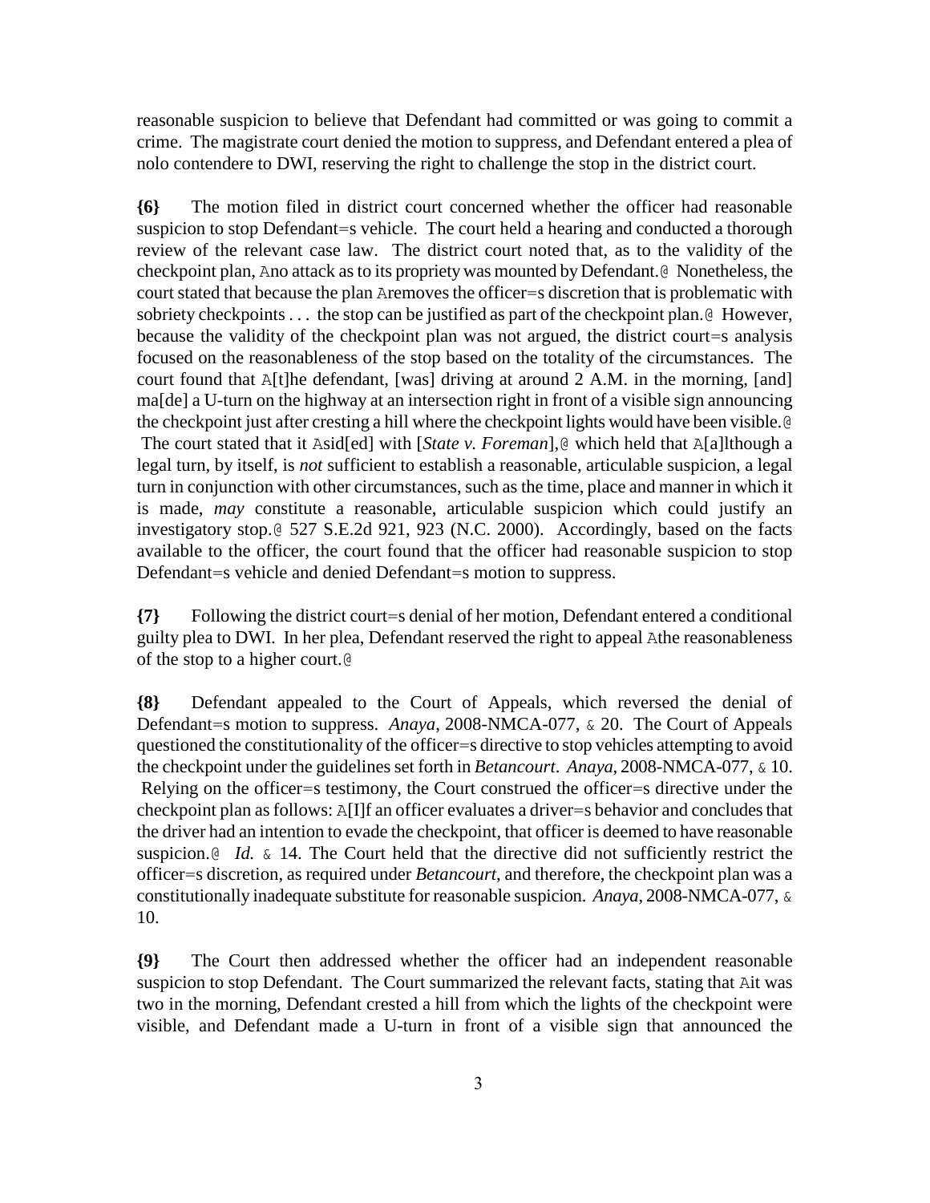reasonable suspicion to believe that Defendant had committed or was going to commit a crime. The magistrate court denied the motion to suppress, and Defendant entered a plea of nolo contendere to DWI, reserving the right to challenge the stop in the district court.

**{6}** The motion filed in district court concerned whether the officer had reasonable suspicion to stop Defendant=s vehicle. The court held a hearing and conducted a thorough review of the relevant case law. The district court noted that, as to the validity of the checkpoint plan, Ano attack as to its propriety was mounted by Defendant.@ Nonetheless, the court stated that because the plan Aremoves the officer=s discretion that is problematic with sobriety checkpoints . . . the stop can be justified as part of the checkpoint plan.@ However, because the validity of the checkpoint plan was not argued, the district court=s analysis focused on the reasonableness of the stop based on the totality of the circumstances. The court found that A[t]he defendant, [was] driving at around 2 A.M. in the morning, [and] ma[de] a U-turn on the highway at an intersection right in front of a visible sign announcing the checkpoint just after cresting a hill where the checkpoint lights would have been visible.@ The court stated that it Asid[ed] with [*State v. Foreman*],@ which held that A[a]lthough a legal turn, by itself, is *not* sufficient to establish a reasonable, articulable suspicion, a legal turn in conjunction with other circumstances, such as the time, place and manner in which it is made, *may* constitute a reasonable, articulable suspicion which could justify an investigatory stop.@ 527 S.E.2d 921, 923 (N.C. 2000). Accordingly, based on the facts available to the officer, the court found that the officer had reasonable suspicion to stop Defendant=s vehicle and denied Defendant=s motion to suppress.

**{7}** Following the district court=s denial of her motion, Defendant entered a conditional guilty plea to DWI. In her plea, Defendant reserved the right to appeal Athe reasonableness of the stop to a higher court.@

**{8}** Defendant appealed to the Court of Appeals, which reversed the denial of Defendant=s motion to suppress. *Anaya*, 2008-NMCA-077, & 20. The Court of Appeals questioned the constitutionality of the officer=s directive to stop vehicles attempting to avoid the checkpoint under the guidelines set forth in *Betancourt*. *Anaya*, 2008-NMCA-077, & 10. Relying on the officer=s testimony, the Court construed the officer=s directive under the checkpoint plan as follows: A[I]f an officer evaluates a driver=s behavior and concludes that the driver had an intention to evade the checkpoint, that officer is deemed to have reasonable suspicion.@ *Id.* & 14. The Court held that the directive did not sufficiently restrict the officer=s discretion, as required under *Betancourt*, and therefore, the checkpoint plan was a constitutionally inadequate substitute for reasonable suspicion. *Anaya*, 2008-NMCA-077, & 10.

**{9}** The Court then addressed whether the officer had an independent reasonable suspicion to stop Defendant. The Court summarized the relevant facts, stating that Ait was two in the morning, Defendant crested a hill from which the lights of the checkpoint were visible, and Defendant made a U-turn in front of a visible sign that announced the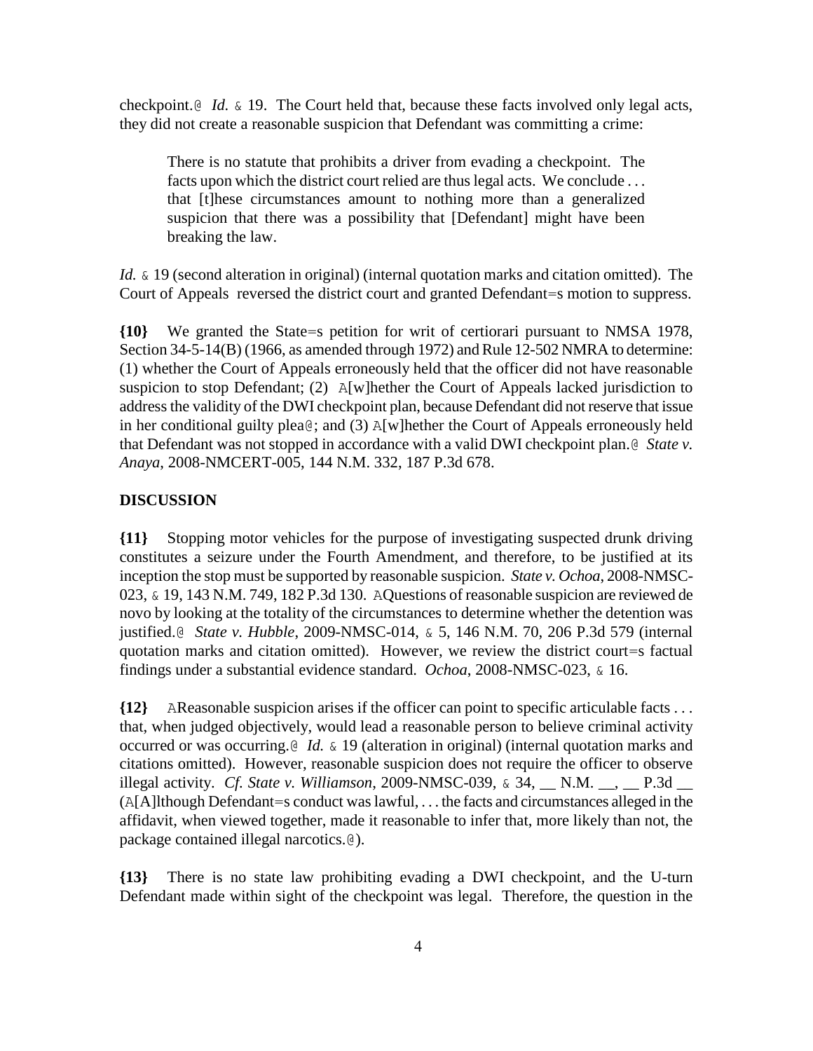checkpoint.@ *Id.* & 19. The Court held that, because these facts involved only legal acts, they did not create a reasonable suspicion that Defendant was committing a crime:

> There is no statute that prohibits a driver from evading a checkpoint. The facts upon which the district court relied are thus legal acts. We conclude . . . that [t]hese circumstances amount to nothing more than a generalized suspicion that there was a possibility that [Defendant] might have been breaking the law.

*Id.* & 19 (second alteration in original) (internal quotation marks and citation omitted). The Court of Appeals reversed the district court and granted Defendant=s motion to suppress.

**{10}** We granted the State=s petition for writ of certiorari pursuant to NMSA 1978, Section 34-5-14(B) (1966, as amended through 1972) and Rule 12-502 NMRA to determine: (1) whether the Court of Appeals erroneously held that the officer did not have reasonable suspicion to stop Defendant; (2) A[w]hether the Court of Appeals lacked jurisdiction to address the validity of the DWI checkpoint plan, because Defendant did not reserve that issue in her conditional guilty plea@; and (3) A[w]hether the Court of Appeals erroneously held that Defendant was not stopped in accordance with a valid DWI checkpoint plan.@ *State v. Anaya*, 2008-NMCERT-005, 144 N.M. 332, 187 P.3d 678.

## DISCUSSION

**{11}** Stopping motor vehicles for the purpose of investigating suspected drunk driving constitutes a seizure under the Fourth Amendment, and therefore, to be justified at its inception the stop must be supported by reasonable suspicion. *State v. Ochoa*, 2008-NMSC-023, & 19, 143 N.M. 749, 182 P.3d 130. AQuestions of reasonable suspicion are reviewed de novo by looking at the totality of the circumstances to determine whether the detention was justified.@ *State v. Hubble*, 2009-NMSC-014, & 5, 146 N.M. 70, 206 P.3d 579 (internal quotation marks and citation omitted). However, we review the district court=s factual findings under a substantial evidence standard. *Ochoa*, 2008-NMSC-023, & 16.

**{12}** AReasonable suspicion arises if the officer can point to specific articulable facts . . . that, when judged objectively, would lead a reasonable person to believe criminal activity occurred or was occurring.@ *Id.* & 19 (alteration in original) (internal quotation marks and citations omitted). However, reasonable suspicion does not require the officer to observe illegal activity. *Cf. State v. Williamson*, 2009-NMSC-039, & 34, __ N.M. __, __ P.3d __ (A[A]lthough Defendant=s conduct was lawful, . . . the facts and circumstances alleged in the affidavit, when viewed together, made it reasonable to infer that, more likely than not, the package contained illegal narcotics.@).

**{13}** There is no state law prohibiting evading a DWI checkpoint, and the U-turn Defendant made within sight of the checkpoint was legal. Therefore, the question in the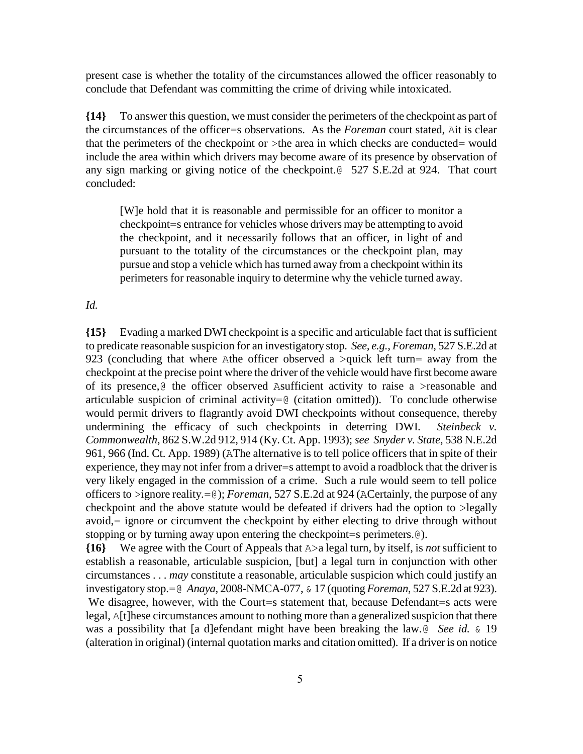present case is whether the totality of the circumstances allowed the officer reasonably to conclude that Defendant was committing the crime of driving while intoxicated.

**{14}** To answer this question, we must consider the perimeters of the checkpoint as part of the circumstances of the officer=s observations. As the *Foreman* court stated, Ait is clear that the perimeters of the checkpoint or >the area in which checks are conducted= would include the area within which drivers may become aware of its presence by observation of any sign marking or giving notice of the checkpoint.@ 527 S.E.2d at 924. That court concluded:

> [W]e hold that it is reasonable and permissible for an officer to monitor a checkpoint=s entrance for vehicles whose drivers may be attempting to avoid the checkpoint, and it necessarily follows that an officer, in light of and pursuant to the totality of the circumstances or the checkpoint plan, may pursue and stop a vehicle which has turned away from a checkpoint within its perimeters for reasonable inquiry to determine why the vehicle turned away.

*Id.*

**{15}** Evading a marked DWI checkpoint is a specific and articulable fact that is sufficient to predicate reasonable suspicion for an investigatory stop. *See, e.g.*, *Foreman*, 527 S.E.2d at 923 (concluding that where Athe officer observed a >quick left turn= away from the checkpoint at the precise point where the driver of the vehicle would have first become aware of its presence,@ the officer observed Asufficient activity to raise a >reasonable and articulable suspicion of criminal activity=@ (citation omitted)). To conclude otherwise would permit drivers to flagrantly avoid DWI checkpoints without consequence, thereby undermining the efficacy of such checkpoints in deterring DWI. *Steinbeck v. Commonwealth*, 862 S.W.2d 912, 914 (Ky. Ct. App. 1993); *see Snyder v. State*, 538 N.E.2d 961, 966 (Ind. Ct. App. 1989) (AThe alternative is to tell police officers that in spite of their experience, they may not infer from a driver=s attempt to avoid a roadblock that the driver is very likely engaged in the commission of a crime. Such a rule would seem to tell police officers to >ignore reality.=@); *Foreman*, 527 S.E.2d at 924 (ACertainly, the purpose of any checkpoint and the above statute would be defeated if drivers had the option to >legally avoid,= ignore or circumvent the checkpoint by either electing to drive through without stopping or by turning away upon entering the checkpoint=s perimeters.@).

**{16}** We agree with the Court of Appeals that A>a legal turn, by itself, is *not* sufficient to establish a reasonable, articulable suspicion, [but] a legal turn in conjunction with other circumstances . . . *may* constitute a reasonable, articulable suspicion which could justify an investigatory stop.=@ *Anaya*, 2008-NMCA-077, & 17 (quoting *Foreman*, 527 S.E.2d at 923). We disagree, however, with the Court=s statement that, because Defendant=s acts were legal, A[t]hese circumstances amount to nothing more than a generalized suspicion that there was a possibility that [a d]efendant might have been breaking the law.@ *See id.* & 19 (alteration in original) (internal quotation marks and citation omitted). If a driver is on notice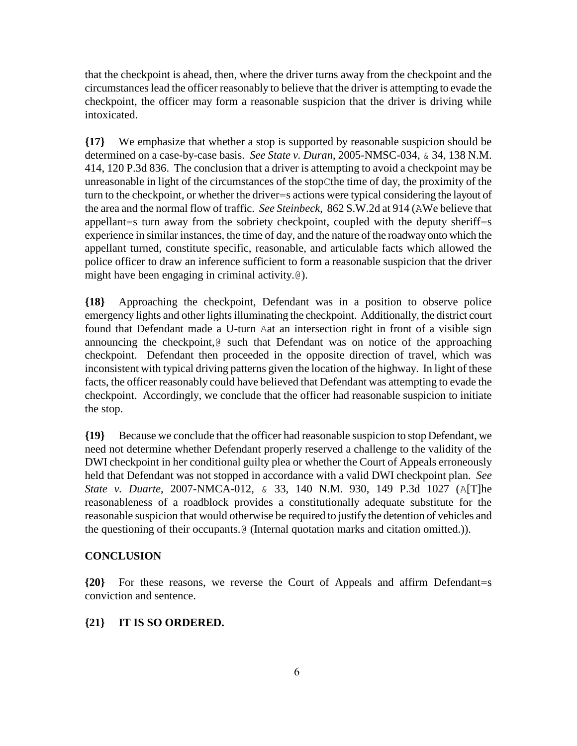that the checkpoint is ahead, then, where the driver turns away from the checkpoint and the circumstances lead the officer reasonably to believe that the driver is attempting to evade the checkpoint, the officer may form a reasonable suspicion that the driver is driving while intoxicated.

**{17}** We emphasize that whether a stop is supported by reasonable suspicion should be determined on a case-by-case basis. *See State v. Duran*, 2005-NMSC-034, & 34, 138 N.M. 414, 120 P.3d 836. The conclusion that a driver is attempting to avoid a checkpoint may be unreasonable in light of the circumstances of the stopCthe time of day, the proximity of the turn to the checkpoint, or whether the driver=s actions were typical considering the layout of the area and the normal flow of traffic. *See Steinbeck*, 862 S.W.2d at 914 (AWe believe that appellant=s turn away from the sobriety checkpoint, coupled with the deputy sheriff=s experience in similar instances, the time of day, and the nature of the roadway onto which the appellant turned, constitute specific, reasonable, and articulable facts which allowed the police officer to draw an inference sufficient to form a reasonable suspicion that the driver might have been engaging in criminal activity.@).

**{18}** Approaching the checkpoint, Defendant was in a position to observe police emergency lights and other lights illuminating the checkpoint. Additionally, the district court found that Defendant made a U-turn Aat an intersection right in front of a visible sign announcing the checkpoint,@ such that Defendant was on notice of the approaching checkpoint. Defendant then proceeded in the opposite direction of travel, which was inconsistent with typical driving patterns given the location of the highway. In light of these facts, the officer reasonably could have believed that Defendant was attempting to evade the checkpoint. Accordingly, we conclude that the officer had reasonable suspicion to initiate the stop.

**{19}** Because we conclude that the officer had reasonable suspicion to stop Defendant, we need not determine whether Defendant properly reserved a challenge to the validity of the DWI checkpoint in her conditional guilty plea or whether the Court of Appeals erroneously held that Defendant was not stopped in accordance with a valid DWI checkpoint plan. *See State v. Duarte*, 2007-NMCA-012, & 33, 140 N.M. 930, 149 P.3d 1027 (A[T]he reasonableness of a roadblock provides a constitutionally adequate substitute for the reasonable suspicion that would otherwise be required to justify the detention of vehicles and the questioning of their occupants.@ (Internal quotation marks and citation omitted.)).

**CONCLUSION**

**{20}** For these reasons, we reverse the Court of Appeals and affirm Defendant=s conviction and sentence.

**{21} IT IS SO ORDERED.**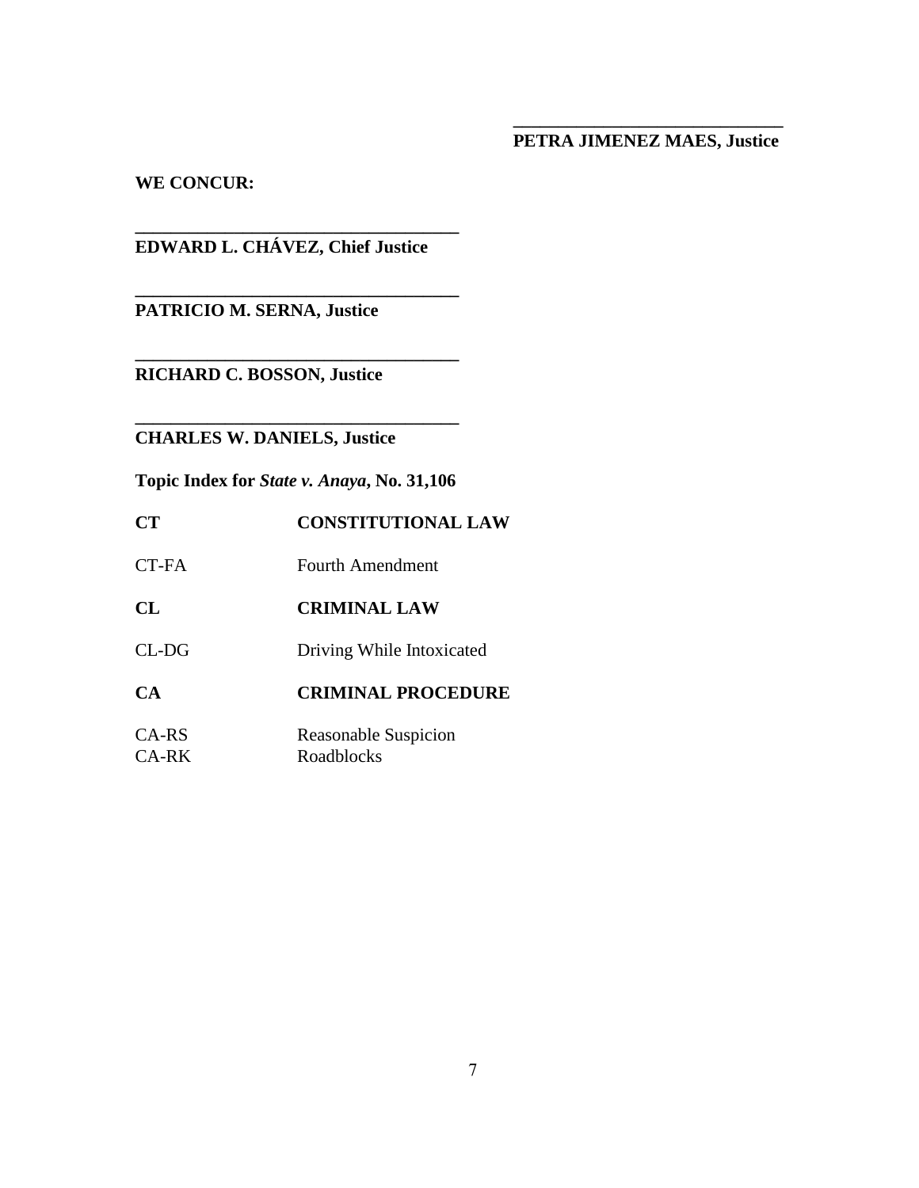\_\_\_\_\_\_\_\_\_\_\_\_\_\_\_\_\_\_\_\_\_\_\_\_\_\_\_\_\_\_\_\_\_\_\_
**PETRA JIMENEZ MAES, Justice**

**WE CONCUR:**

\_\_\_\_\_\_\_\_\_\_\_\_\_\_\_\_\_\_\_\_\_\_\_\_\_\_\_\_\_\_\_\_\_\_\_
**EDWARD L. CHÁVEZ, Chief Justice**

\_\_\_\_\_\_\_\_\_\_\_\_\_\_\_\_\_\_\_\_\_\_\_\_\_\_\_\_\_\_\_\_\_\_\_
**PATRICIO M. SERNA, Justice**

\_\_\_\_\_\_\_\_\_\_\_\_\_\_\_\_\_\_\_\_\_\_\_\_\_\_\_\_\_\_\_\_\_\_\_
**RICHARD C. BOSSON, Justice**

\_\_\_\_\_\_\_\_\_\_\_\_\_\_\_\_\_\_\_\_\_\_\_\_\_\_\_\_\_\_\_\_\_\_\_
**CHARLES W. DANIELS, Justice**

**Topic Index for *State v. Anaya*, No. 31,106**

| | |
|---|---|
| **CT** | **CONSTITUTIONAL LAW** |
| CT-FA | Fourth Amendment |
| **CL** | **CRIMINAL LAW** |
| CL-DG | Driving While Intoxicated |
| **CA** | **CRIMINAL PROCEDURE** |
| CA-RS | Reasonable Suspicion |
| CA-RK | Roadblocks |